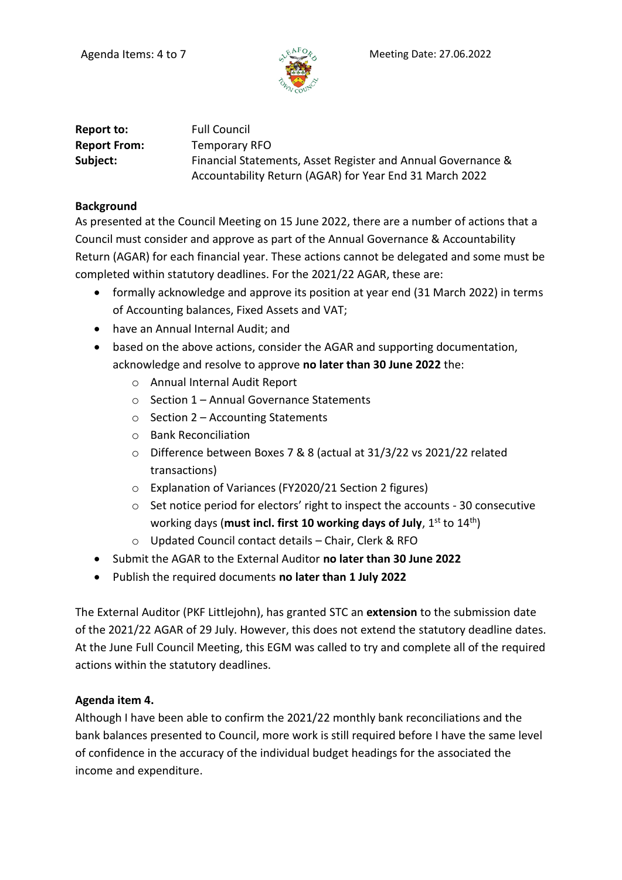Agenda Items: 4 to 7

Meeting Date: 27.06.2022

**Report to:** Full Council
**Report From:** Temporary RFO
**Subject:** Financial Statements, Asset Register and Annual Governance & Accountability Return (AGAR) for Year End 31 March 2022

**Background**

As presented at the Council Meeting on 15 June 2022, there are a number of actions that a Council must consider and approve as part of the Annual Governance & Accountability Return (AGAR) for each financial year. These actions cannot be delegated and some must be completed within statutory deadlines. For the 2021/22 AGAR, these are:

- formally acknowledge and approve its position at year end (31 March 2022) in terms of Accounting balances, Fixed Assets and VAT;
- have an Annual Internal Audit; and
- based on the above actions, consider the AGAR and supporting documentation, acknowledge and resolve to approve **no later than 30 June 2022** the:
  - Annual Internal Audit Report
  - Section 1 – Annual Governance Statements
  - Section 2 – Accounting Statements
  - Bank Reconciliation
  - Difference between Boxes 7 & 8 (actual at 31/3/22 vs 2021/22 related transactions)
  - Explanation of Variances (FY2020/21 Section 2 figures)
  - Set notice period for electors' right to inspect the accounts - 30 consecutive working days (**must incl. first 10 working days of July**, 1st to 14th)
  - Updated Council contact details – Chair, Clerk & RFO
- Submit the AGAR to the External Auditor **no later than 30 June 2022**
- Publish the required documents **no later than 1 July 2022**

The External Auditor (PKF Littlejohn), has granted STC an **extension** to the submission date of the 2021/22 AGAR of 29 July. However, this does not extend the statutory deadline dates. At the June Full Council Meeting, this EGM was called to try and complete all of the required actions within the statutory deadlines.

**Agenda item 4.**

Although I have been able to confirm the 2021/22 monthly bank reconciliations and the bank balances presented to Council, more work is still required before I have the same level of confidence in the accuracy of the individual budget headings for the associated the income and expenditure.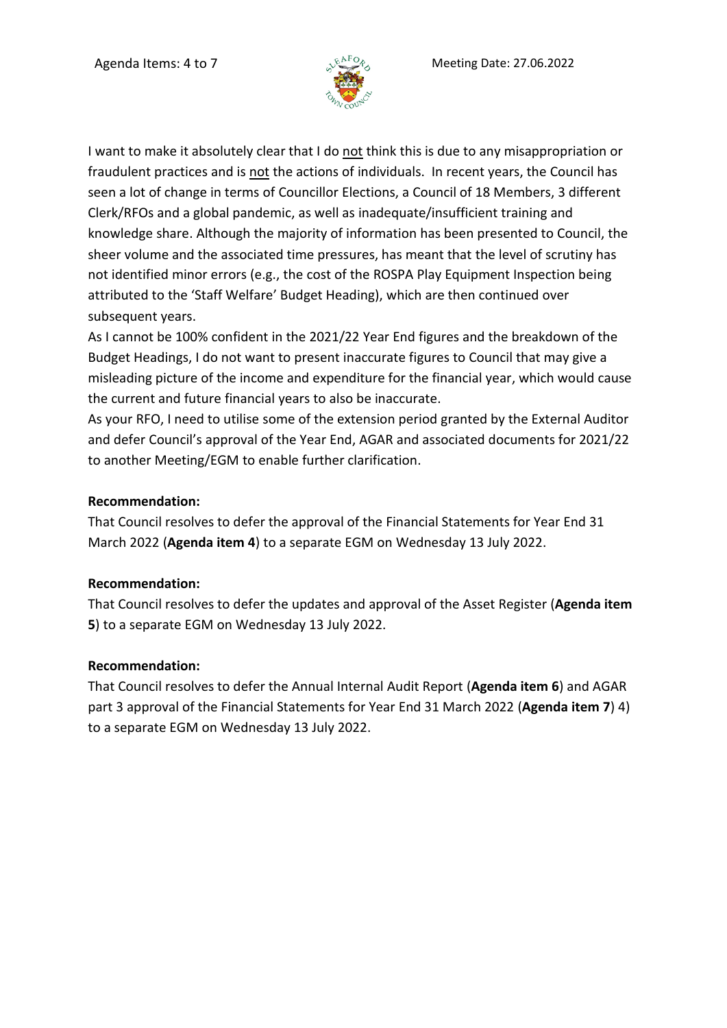I want to make it absolutely clear that I do not think this is due to any misappropriation or fraudulent practices and is not the actions of individuals. In recent years, the Council has seen a lot of change in terms of Councillor Elections, a Council of 18 Members, 3 different Clerk/RFOs and a global pandemic, as well as inadequate/insufficient training and knowledge share. Although the majority of information has been presented to Council, the sheer volume and the associated time pressures, has meant that the level of scrutiny has not identified minor errors (e.g., the cost of the ROSPA Play Equipment Inspection being attributed to the 'Staff Welfare' Budget Heading), which are then continued over subsequent years.

As I cannot be 100% confident in the 2021/22 Year End figures and the breakdown of the Budget Headings, I do not want to present inaccurate figures to Council that may give a misleading picture of the income and expenditure for the financial year, which would cause the current and future financial years to also be inaccurate.

As your RFO, I need to utilise some of the extension period granted by the External Auditor and defer Council's approval of the Year End, AGAR and associated documents for 2021/22 to another Meeting/EGM to enable further clarification.

**Recommendation:**

That Council resolves to defer the approval of the Financial Statements for Year End 31 March 2022 (**Agenda item 4**) to a separate EGM on Wednesday 13 July 2022.

**Recommendation:**

That Council resolves to defer the updates and approval of the Asset Register (**Agenda item 5**) to a separate EGM on Wednesday 13 July 2022.

**Recommendation:**

That Council resolves to defer the Annual Internal Audit Report (**Agenda item 6**) and AGAR part 3 approval of the Financial Statements for Year End 31 March 2022 (**Agenda item 7**) 4) to a separate EGM on Wednesday 13 July 2022.